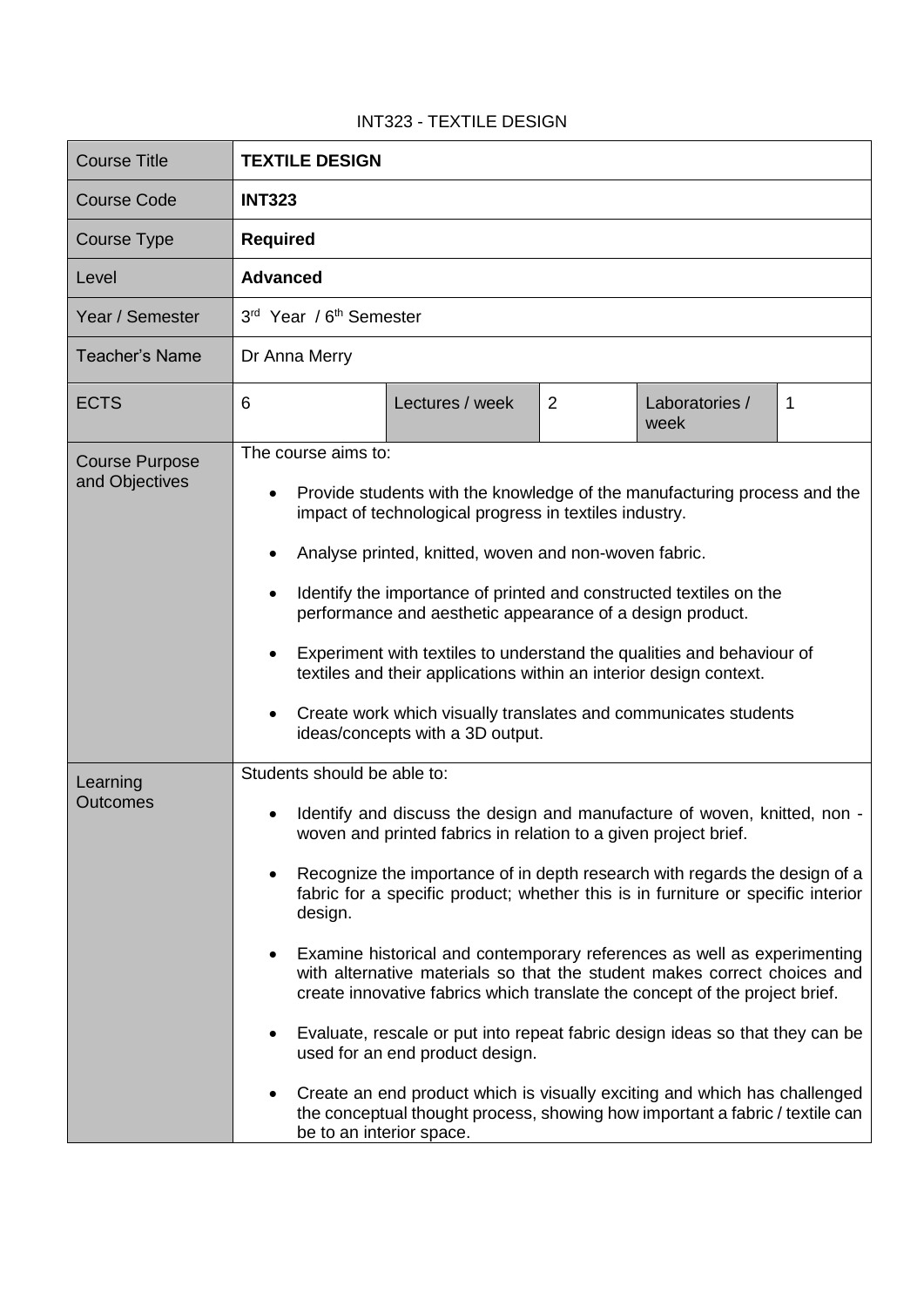INT323 - TEXTILE DESIGN

| Course Title | **TEXTILE DESIGN** | | | | |
|---|---|---|---|---|---|
| Course Code | **INT323** | | | | |
| Course Type | **Required** | | | | |
| Level | **Advanced** | | | | |
| Year / Semester | 3rd Year / 6th Semester | | | | |
| Teacher's Name | Dr Anna Merry | | | | |
| ECTS | 6 | Lectures / week | 2 | Laboratories / week | 1 |
| Course Purpose and Objectives | The course aims to:<br>• Provide students with the knowledge of the manufacturing process and the impact of technological progress in textiles industry.<br>• Analyse printed, knitted, woven and non-woven fabric.<br>• Identify the importance of printed and constructed textiles on the performance and aesthetic appearance of a design product.<br>• Experiment with textiles to understand the qualities and behaviour of textiles and their applications within an interior design context.<br>• Create work which visually translates and communicates students ideas/concepts with a 3D output. | | | | |
| Learning Outcomes | Students should be able to:<br>• Identify and discuss the design and manufacture of woven, knitted, non - woven and printed fabrics in relation to a given project brief.<br>• Recognize the importance of in depth research with regards the design of a fabric for a specific product; whether this is in furniture or specific interior design.<br>• Examine historical and contemporary references as well as experimenting with alternative materials so that the student makes correct choices and create innovative fabrics which translate the concept of the project brief.<br>• Evaluate, rescale or put into repeat fabric design ideas so that they can be used for an end product design.<br>• Create an end product which is visually exciting and which has challenged the conceptual thought process, showing how important a fabric / textile can be to an interior space. | | | | |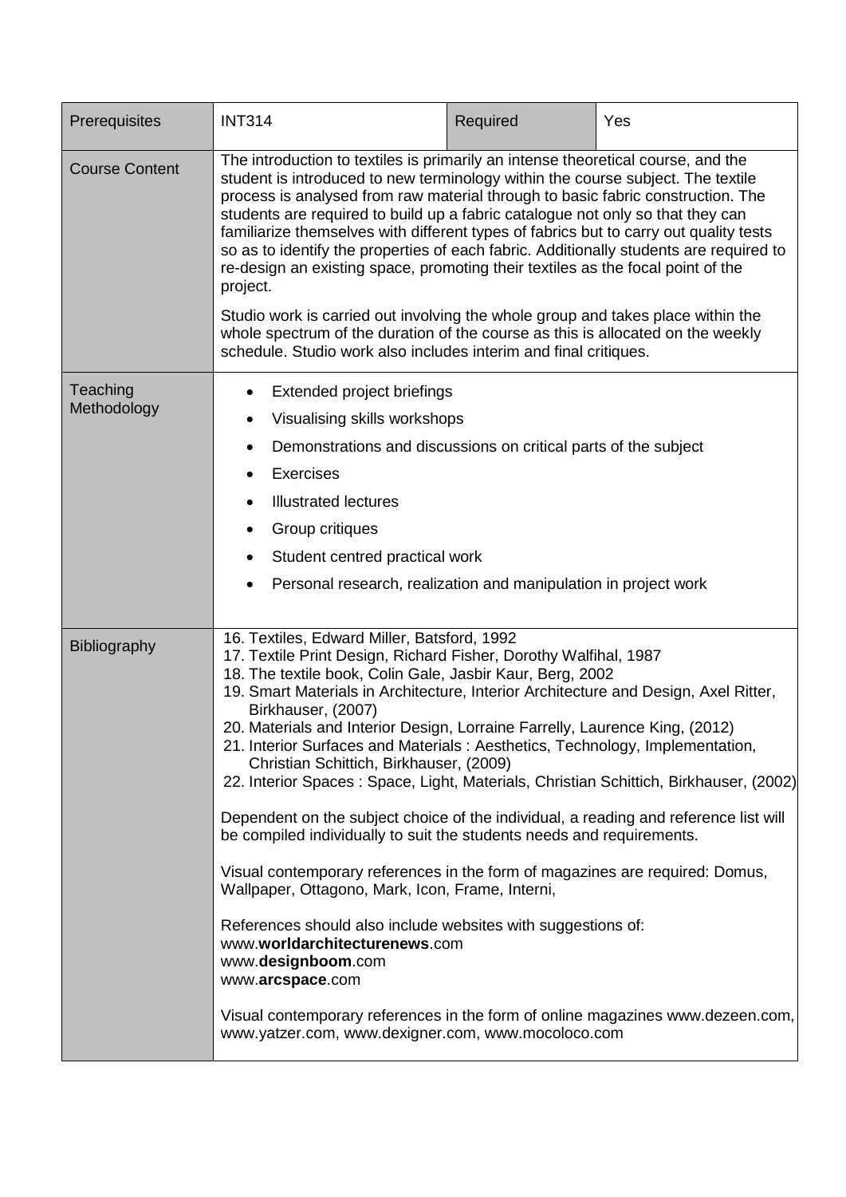| Prerequisites | INT314 | Required | Yes |
|---|---|---|---|
| Course Content | The introduction to textiles is primarily an intense theoretical course, and the student is introduced to new terminology within the course subject. The textile process is analysed from raw material through to basic fabric construction. The students are required to build up a fabric catalogue not only so that they can familiarize themselves with different types of fabrics but to carry out quality tests so as to identify the properties of each fabric. Additionally students are required to re-design an existing space, promoting their textiles as the focal point of the project.<br><br>Studio work is carried out involving the whole group and takes place within the whole spectrum of the duration of the course as this is allocated on the weekly schedule. Studio work also includes interim and final critiques. | | |
| Teaching Methodology | • Extended project briefings<br>• Visualising skills workshops<br>• Demonstrations and discussions on critical parts of the subject<br>• Exercises<br>• Illustrated lectures<br>• Group critiques<br>• Student centred practical work<br>• Personal research, realization and manipulation in project work | | |
| Bibliography | 16. Textiles, Edward Miller, Batsford, 1992<br>17. Textile Print Design, Richard Fisher, Dorothy Walfihal, 1987<br>18. The textile book, Colin Gale, Jasbir Kaur, Berg, 2002<br>19. Smart Materials in Architecture, Interior Architecture and Design, Axel Ritter, Birkhauser, (2007)<br>20. Materials and Interior Design, Lorraine Farrelly, Laurence King, (2012)<br>21. Interior Surfaces and Materials : Aesthetics, Technology, Implementation, Christian Schittich, Birkhauser, (2009)<br>22. Interior Spaces : Space, Light, Materials, Christian Schittich, Birkhauser, (2002)<br><br>Dependent on the subject choice of the individual, a reading and reference list will be compiled individually to suit the students needs and requirements.<br><br>Visual contemporary references in the form of magazines are required: Domus, Wallpaper, Ottagono, Mark, Icon, Frame, Interni,<br><br>References should also include websites with suggestions of:<br>www.**worldarchitecturenews**.com<br>www.**designboom**.com<br>www.**arcspace**.com<br><br>Visual contemporary references in the form of online magazines www.dezeen.com, www.yatzer.com, www.dexigner.com, www.mocoloco.com | | |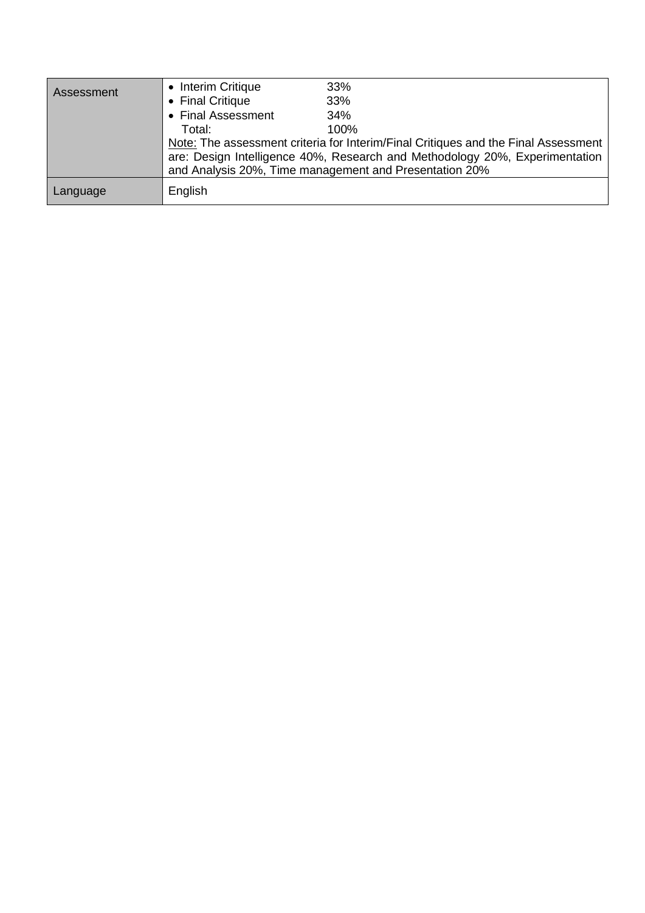| | |
|---|---|
| Assessment | • Interim Critique 33%<br>• Final Critique 33%<br>• Final Assessment 34%<br>Total: 100%<br>Note: The assessment criteria for Interim/Final Critiques and the Final Assessment are: Design Intelligence 40%, Research and Methodology 20%, Experimentation and Analysis 20%, Time management and Presentation 20% |
| Language | English |